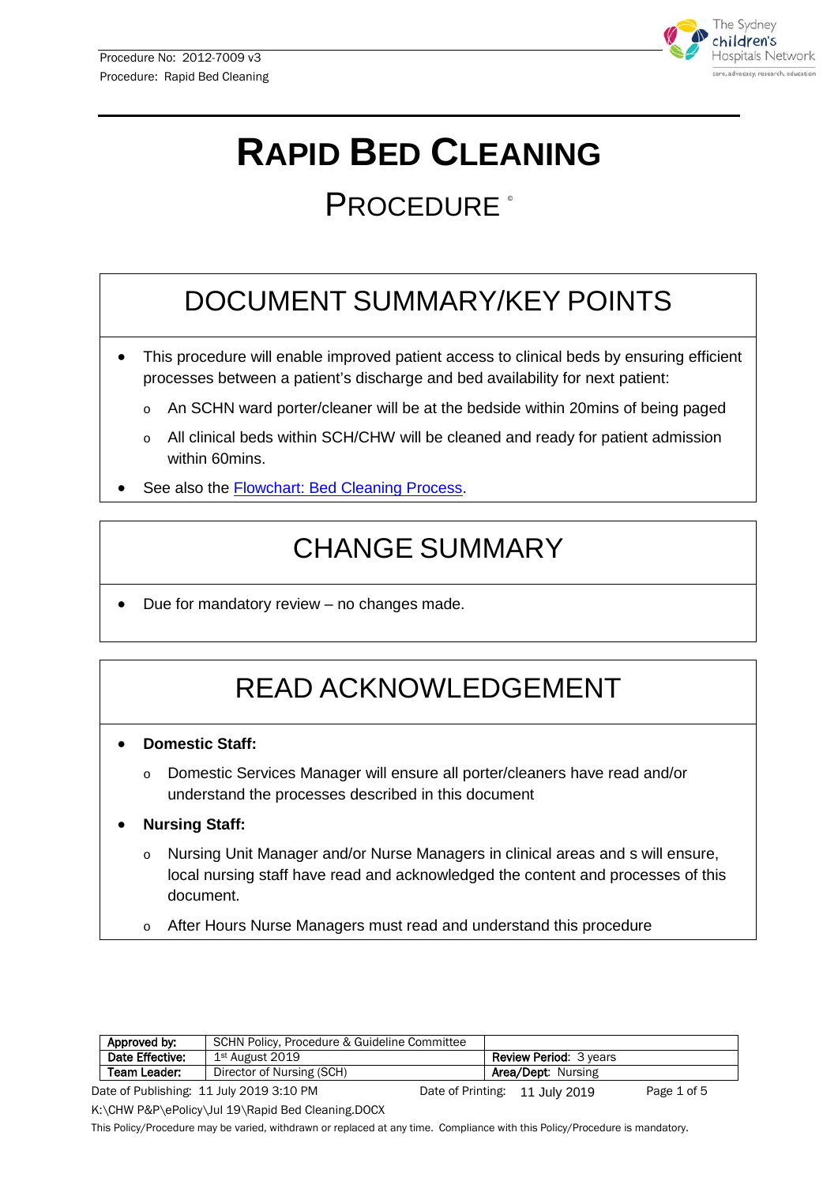# RAPID BED CLEANING

## PROCEDURE ©

## DOCUMENT SUMMARY/KEY POINTS

- This procedure will enable improved patient access to clinical beds by ensuring efficient processes between a patient's discharge and bed availability for next patient:
  - An SCHN ward porter/cleaner will be at the bedside within 20mins of being paged
  - All clinical beds within SCH/CHW will be cleaned and ready for patient admission within 60mins.
- See also the Flowchart: Bed Cleaning Process.

## CHANGE SUMMARY

- Due for mandatory review – no changes made.

## READ ACKNOWLEDGEMENT

- **Domestic Staff:**
  - Domestic Services Manager will ensure all porter/cleaners have read and/or understand the processes described in this document
- **Nursing Staff:**
  - Nursing Unit Manager and/or Nurse Managers in clinical areas and s will ensure, local nursing staff have read and acknowledged the content and processes of this document.
  - After Hours Nurse Managers must read and understand this procedure

| **Approved by:** | SCHN Policy, Procedure & Guideline Committee | |
|---|---|---|
| **Date Effective:** | 1st August 2019 | **Review Period**: 3 years |
| **Team Leader:** | Director of Nursing (SCH) | **Area/Dept**: Nursing |

Date of Publishing: 11 July 2019 3:10 PM    Date of Printing: 11 July 2019

K:\CHW P&P\ePolicy\Jul 19\Rapid Bed Cleaning.DOCX

This Policy/Procedure may be varied, withdrawn or replaced at any time. Compliance with this Policy/Procedure is mandatory.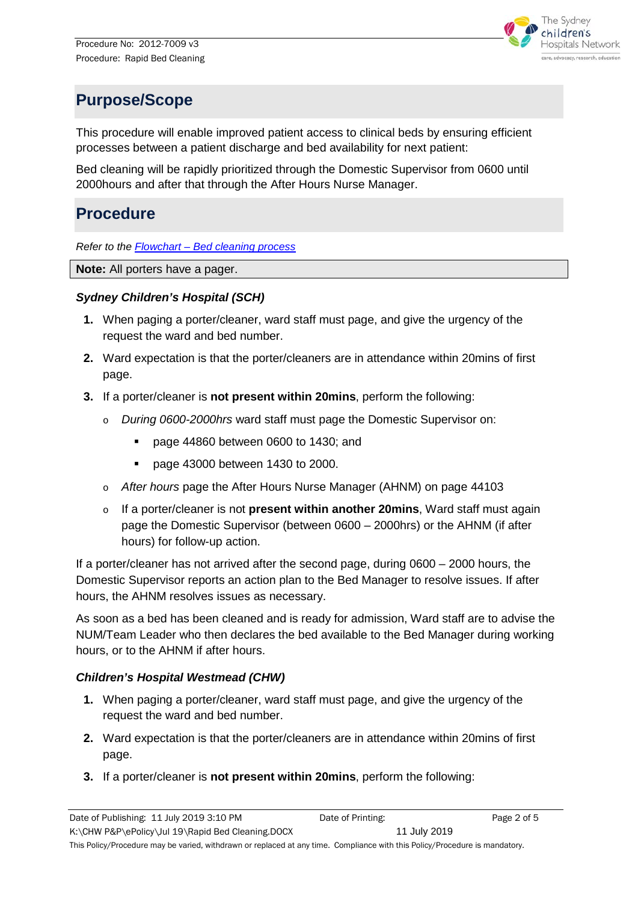## Purpose/Scope

This procedure will enable improved patient access to clinical beds by ensuring efficient processes between a patient discharge and bed availability for next patient:

Bed cleaning will be rapidly prioritized through the Domestic Supervisor from 0600 until 2000hours and after that through the After Hours Nurse Manager.

## Procedure

*Refer to the [Flowchart – Bed cleaning process]()*

**Note:** All porters have a pager.

### *Sydney Children's Hospital (SCH)*

1. When paging a porter/cleaner, ward staff must page, and give the urgency of the request the ward and bed number.
2. Ward expectation is that the porter/cleaners are in attendance within 20mins of first page.
3. If a porter/cleaner is **not present within 20mins**, perform the following:
   - *During 0600-2000hrs* ward staff must page the Domestic Supervisor on:
     - page 44860 between 0600 to 1430; and
     - page 43000 between 1430 to 2000.
   - *After hours* page the After Hours Nurse Manager (AHNM) on page 44103
   - If a porter/cleaner is not **present within another 20mins**, Ward staff must again page the Domestic Supervisor (between 0600 – 2000hrs) or the AHNM (if after hours) for follow-up action.

If a porter/cleaner has not arrived after the second page, during 0600 – 2000 hours, the Domestic Supervisor reports an action plan to the Bed Manager to resolve issues. If after hours, the AHNM resolves issues as necessary.

As soon as a bed has been cleaned and is ready for admission, Ward staff are to advise the NUM/Team Leader who then declares the bed available to the Bed Manager during working hours, or to the AHNM if after hours.

### *Children's Hospital Westmead (CHW)*

1. When paging a porter/cleaner, ward staff must page, and give the urgency of the request the ward and bed number.
2. Ward expectation is that the porter/cleaners are in attendance within 20mins of first page.
3. If a porter/cleaner is **not present within 20mins**, perform the following: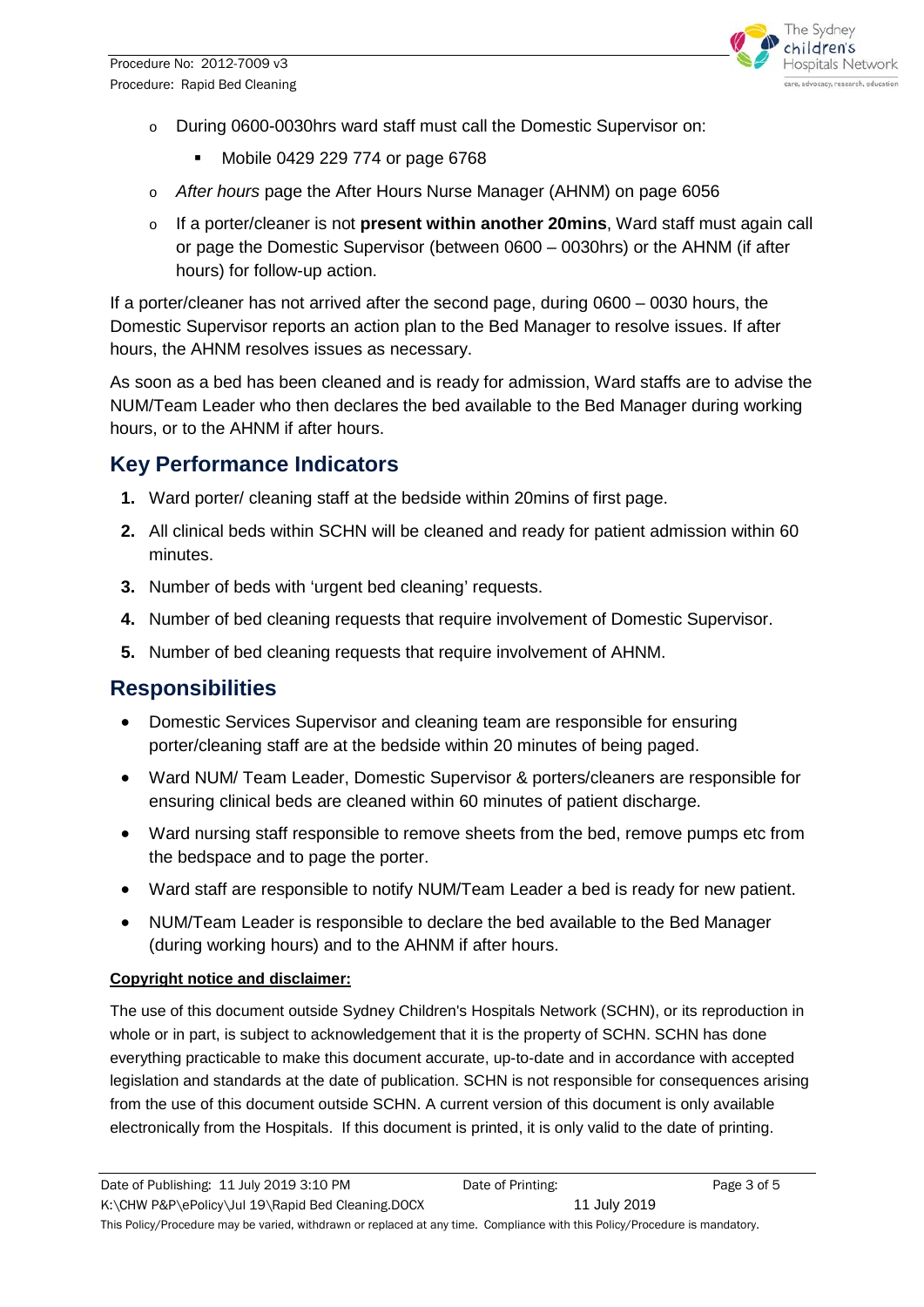- During 0600-0030hrs ward staff must call the Domestic Supervisor on:
    - Mobile 0429 229 774 or page 6768
- *After hours* page the After Hours Nurse Manager (AHNM) on page 6056
- If a porter/cleaner is not **present within another 20mins**, Ward staff must again call or page the Domestic Supervisor (between 0600 – 0030hrs) or the AHNM (if after hours) for follow-up action.

If a porter/cleaner has not arrived after the second page, during 0600 – 0030 hours, the Domestic Supervisor reports an action plan to the Bed Manager to resolve issues. If after hours, the AHNM resolves issues as necessary.

As soon as a bed has been cleaned and is ready for admission, Ward staffs are to advise the NUM/Team Leader who then declares the bed available to the Bed Manager during working hours, or to the AHNM if after hours.

## Key Performance Indicators

1. Ward porter/ cleaning staff at the bedside within 20mins of first page.
2. All clinical beds within SCHN will be cleaned and ready for patient admission within 60 minutes.
3. Number of beds with 'urgent bed cleaning' requests.
4. Number of bed cleaning requests that require involvement of Domestic Supervisor.
5. Number of bed cleaning requests that require involvement of AHNM.

## Responsibilities

- Domestic Services Supervisor and cleaning team are responsible for ensuring porter/cleaning staff are at the bedside within 20 minutes of being paged.
- Ward NUM/ Team Leader, Domestic Supervisor & porters/cleaners are responsible for ensuring clinical beds are cleaned within 60 minutes of patient discharge.
- Ward nursing staff responsible to remove sheets from the bed, remove pumps etc from the bedspace and to page the porter.
- Ward staff are responsible to notify NUM/Team Leader a bed is ready for new patient.
- NUM/Team Leader is responsible to declare the bed available to the Bed Manager (during working hours) and to the AHNM if after hours.

**Copyright notice and disclaimer:**

The use of this document outside Sydney Children's Hospitals Network (SCHN), or its reproduction in whole or in part, is subject to acknowledgement that it is the property of SCHN. SCHN has done everything practicable to make this document accurate, up-to-date and in accordance with accepted legislation and standards at the date of publication. SCHN is not responsible for consequences arising from the use of this document outside SCHN. A current version of this document is only available electronically from the Hospitals. If this document is printed, it is only valid to the date of printing.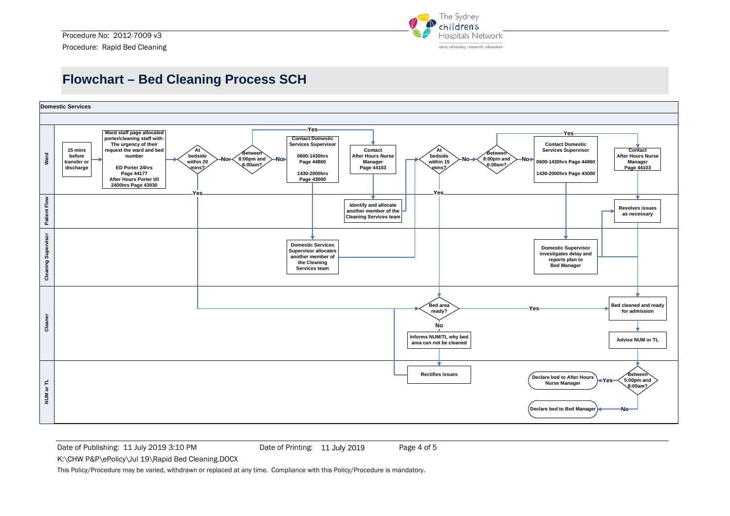# Flowchart – Bed Cleaning Process SCH

**Domestic Services**

**Ward**

- 15 mins before transfer or discharge
- Ward staff page allocated porter/cleaning staff with: The urgency of their request the ward and bed number
  ED Porter 24hrs Page 44177
  After Hours Porter till 2400hrs Page 43030
- At bedside within 20 mins? — Yes / No
- Between 8:00pm and 6:00am? — Yes / No
- Contact Domestic Services Supervisor
  0600-1430hrs Page 44860
  1430-2000hrs Page 43000
- Contact After Hours Nurse Manager Page 44103
- At bedside within 15 mins? — Yes / No
- Between 8:00pm and 6:00am? — Yes / No
- Contact Domestic Services Supervisor
  0600-1430hrs Page 44860
  1430-2000hrs Page 43000
- Contact After Hours Nurse Manager Page 44103

**Patient Flow**

- Identify and allocate another member of the Cleaning Services team
- Resolves issues as necessary

**Cleaning Supervisor**

- Domestic Services Supervisor allocates another member of the Cleaning Services team
- Domestic Supervisor investigates delay and reports plan to Bed Manager

**Cleaner**

- Bed area ready? — Yes / No
- Bed cleaned and ready for admission
- Informs NUM/TL why bed area can not be cleaned
- Advise NUM or TL

**NUM or TL**

- Rectifies issues
- Between 5:00pm and 8:00am? — Yes / No
- Declare bed to After Hours Nurse Manager
- Declare bed to Bed Manager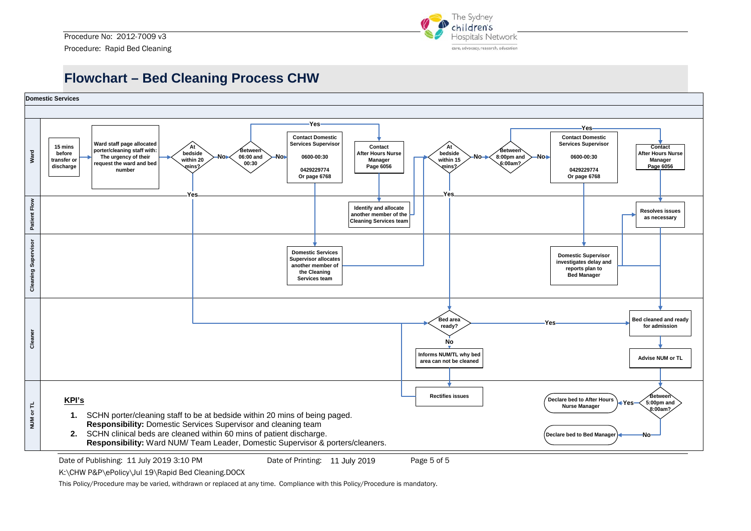# Flowchart – Bed Cleaning Process CHW

**Domestic Services**

Ward

15 mins before transfer or discharge

Ward staff page allocated porter/cleaning staff with: The urgency of their request the ward and bed number

At bedside within 20 mins?

No

Between 06:00 and 00:30

No

Yes

Contact Domestic Services Supervisor 0600-00:30 0429229774 Or page 6768

Contact After Hours Nurse Manager Page 6056

At bedside within 15 mins?

No

Between 8:00pm and 6:00am?

No

Yes

Contact Domestic Services Supervisor 0600-00:30 0429229774 Or page 6768

Contact After Hours Nurse Manager Page 6056

Yes

Yes

Patient Flow

Identify and allocate another member of the Cleaning Services team

Resolves issues as necessary

Cleaning Supervisor

Domestic Services Supervisor allocates another member of the Cleaning Services team

Domestic Supervisor investigates delay and reports plan to Bed Manager

Cleaner

Bed area ready?

Yes

Bed cleaned and ready for admission

No

Informs NUM/TL why bed area can not be cleaned

Advise NUM or TL

NUM or TL

Rectifies issues

Between 5:00pm and 8:00am?

Yes

Declare bed to After Hours Nurse Manager

No

Declare bed to Bed Manager

**KPI's**

1. SCHN porter/cleaning staff to be at bedside within 20 mins of being paged.
   **Responsibility:** Domestic Services Supervisor and cleaning team
2. SCHN clinical beds are cleaned within 60 mins of patient discharge.
   **Responsibility:** Ward NUM/ Team Leader, Domestic Supervisor & porters/cleaners.